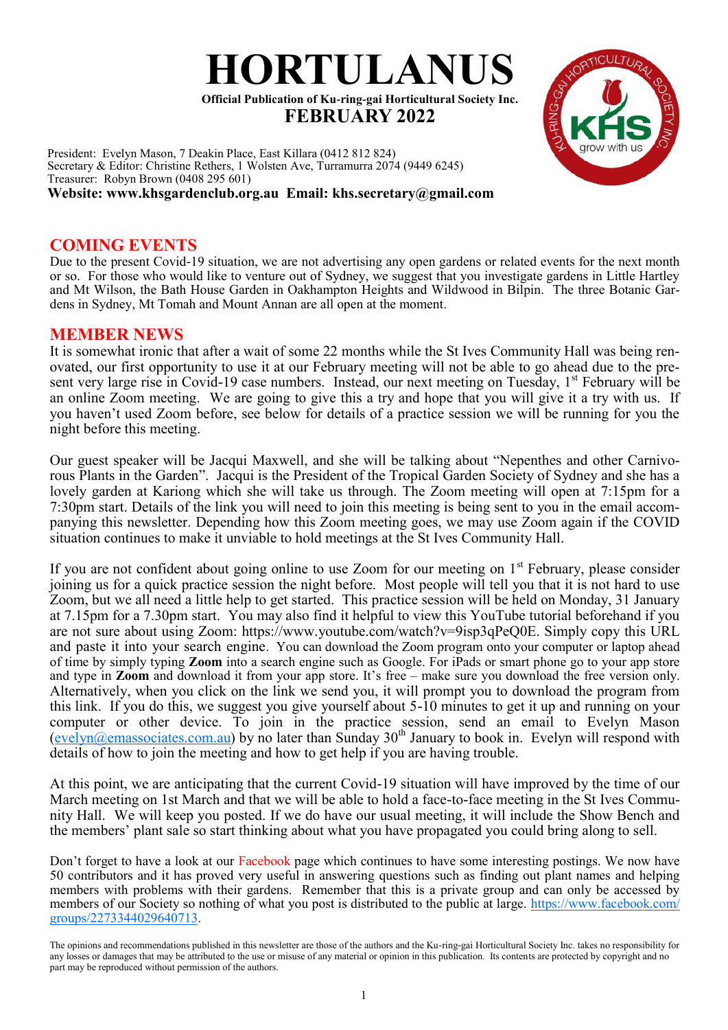# HORTULANUS

**Official Publication of Ku-ring-gai Horticultural Society Inc.**

**FEBRUARY 2022**

President: Evelyn Mason, 7 Deakin Place, East Killara (0412 812 824)
Secretary & Editor: Christine Rethers, 1 Wolsten Ave, Turramurra 2074 (9449 6245)
Treasurer: Robyn Brown (0408 295 601)
**Website: www.khsgardenclub.org.au Email: khs.secretary@gmail.com**

## COMING EVENTS

Due to the present Covid-19 situation, we are not advertising any open gardens or related events for the next month or so. For those who would like to venture out of Sydney, we suggest that you investigate gardens in Little Hartley and Mt Wilson, the Bath House Garden in Oakhampton Heights and Wildwood in Bilpin. The three Botanic Gardens in Sydney, Mt Tomah and Mount Annan are all open at the moment.

## MEMBER NEWS

It is somewhat ironic that after a wait of some 22 months while the St Ives Community Hall was being renovated, our first opportunity to use it at our February meeting will not be able to go ahead due to the present very large rise in Covid-19 case numbers. Instead, our next meeting on Tuesday, 1st February will be an online Zoom meeting. We are going to give this a try and hope that you will give it a try with us. If you haven't used Zoom before, see below for details of a practice session we will be running for you the night before this meeting.

Our guest speaker will be Jacqui Maxwell, and she will be talking about "Nepenthes and other Carnivorous Plants in the Garden". Jacqui is the President of the Tropical Garden Society of Sydney and she has a lovely garden at Kariong which she will take us through. The Zoom meeting will open at 7:15pm for a 7:30pm start. Details of the link you will need to join this meeting is being sent to you in the email accompanying this newsletter. Depending how this Zoom meeting goes, we may use Zoom again if the COVID situation continues to make it unviable to hold meetings at the St Ives Community Hall.

If you are not confident about going online to use Zoom for our meeting on 1st February, please consider joining us for a quick practice session the night before. Most people will tell you that it is not hard to use Zoom, but we all need a little help to get started. This practice session will be held on Monday, 31 January at 7.15pm for a 7.30pm start. You may also find it helpful to view this YouTube tutorial beforehand if you are not sure about using Zoom: https://www.youtube.com/watch?v=9isp3qPeQ0E. Simply copy this URL and paste it into your search engine. You can download the Zoom program onto your computer or laptop ahead of time by simply typing **Zoom** into a search engine such as Google. For iPads or smart phone go to your app store and type in **Zoom** and download it from your app store. It's free – make sure you download the free version only. Alternatively, when you click on the link we send you, it will prompt you to download the program from this link. If you do this, we suggest you give yourself about 5-10 minutes to get it up and running on your computer or other device. To join in the practice session, send an email to Evelyn Mason (evelyn@emassociates.com.au) by no later than Sunday 30th January to book in. Evelyn will respond with details of how to join the meeting and how to get help if you are having trouble.

At this point, we are anticipating that the current Covid-19 situation will have improved by the time of our March meeting on 1st March and that we will be able to hold a face-to-face meeting in the St Ives Community Hall. We will keep you posted. If we do have our usual meeting, it will include the Show Bench and the members' plant sale so start thinking about what you have propagated you could bring along to sell.

Don't forget to have a look at our Facebook page which continues to have some interesting postings. We now have 50 contributors and it has proved very useful in answering questions such as finding out plant names and helping members with problems with their gardens. Remember that this is a private group and can only be accessed by members of our Society so nothing of what you post is distributed to the public at large. https://www.facebook.com/groups/2273344029640713.

The opinions and recommendations published in this newsletter are those of the authors and the Ku-ring-gai Horticultural Society Inc. takes no responsibility for any losses or damages that may be attributed to the use or misuse of any material or opinion in this publication. Its contents are protected by copyright and no part may be reproduced without permission of the authors.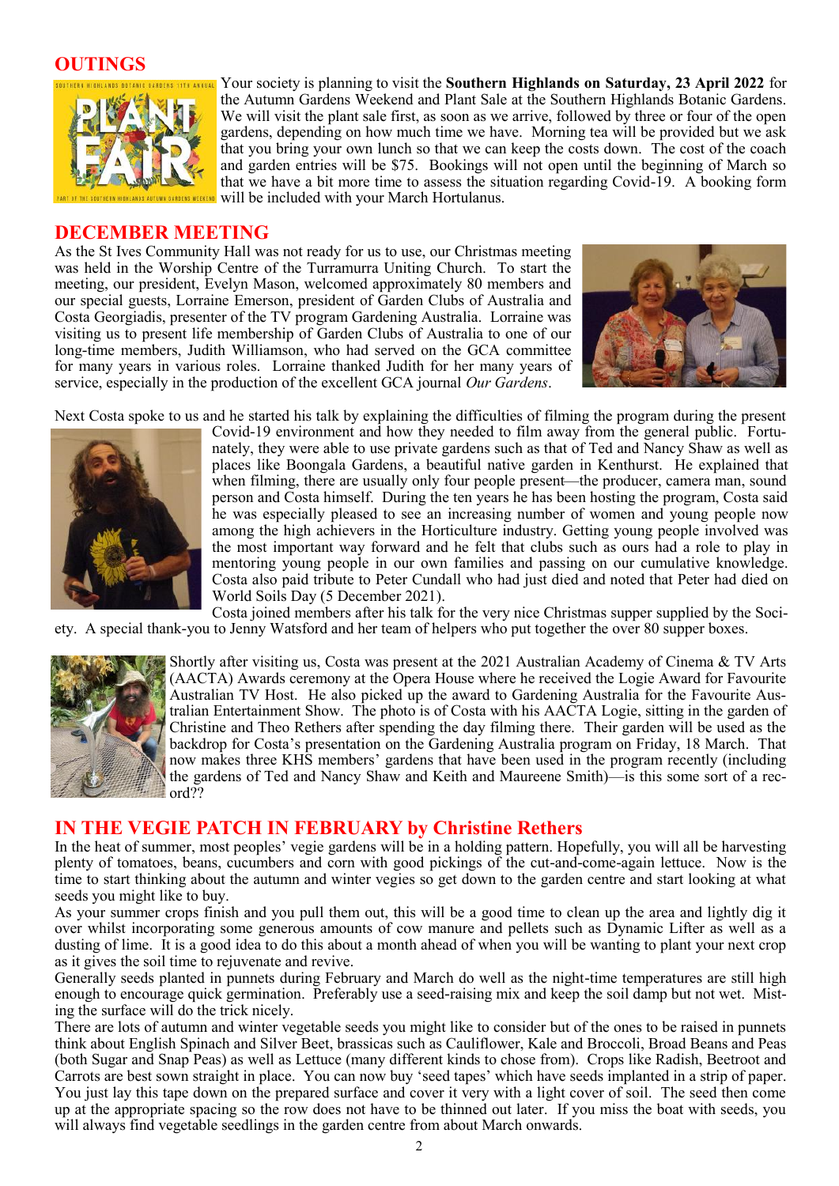## OUTINGS

Your society is planning to visit the **Southern Highlands on Saturday, 23 April 2022** for the Autumn Gardens Weekend and Plant Sale at the Southern Highlands Botanic Gardens. We will visit the plant sale first, as soon as we arrive, followed by three or four of the open gardens, depending on how much time we have. Morning tea will be provided but we ask that you bring your own lunch so that we can keep the costs down. The cost of the coach and garden entries will be $75. Bookings will not open until the beginning of March so that we have a bit more time to assess the situation regarding Covid-19. A booking form will be included with your March Hortulanus.

## DECEMBER MEETING

As the St Ives Community Hall was not ready for us to use, our Christmas meeting was held in the Worship Centre of the Turramurra Uniting Church. To start the meeting, our president, Evelyn Mason, welcomed approximately 80 members and our special guests, Lorraine Emerson, president of Garden Clubs of Australia and Costa Georgiadis, presenter of the TV program Gardening Australia. Lorraine was visiting us to present life membership of Garden Clubs of Australia to one of our long-time members, Judith Williamson, who had served on the GCA committee for many years in various roles. Lorraine thanked Judith for her many years of service, especially in the production of the excellent GCA journal *Our Gardens*.

Next Costa spoke to us and he started his talk by explaining the difficulties of filming the program during the present Covid-19 environment and how they needed to film away from the general public. Fortunately, they were able to use private gardens such as that of Ted and Nancy Shaw as well as places like Boongala Gardens, a beautiful native garden in Kenthurst. He explained that when filming, there are usually only four people present—the producer, camera man, sound person and Costa himself. During the ten years he has been hosting the program, Costa said he was especially pleased to see an increasing number of women and young people now among the high achievers in the Horticulture industry. Getting young people involved was the most important way forward and he felt that clubs such as ours had a role to play in mentoring young people in our own families and passing on our cumulative knowledge. Costa also paid tribute to Peter Cundall who had just died and noted that Peter had died on World Soils Day (5 December 2021).

Costa joined members after his talk for the very nice Christmas supper supplied by the Society. A special thank-you to Jenny Watsford and her team of helpers who put together the over 80 supper boxes.

Shortly after visiting us, Costa was present at the 2021 Australian Academy of Cinema & TV Arts (AACTA) Awards ceremony at the Opera House where he received the Logie Award for Favourite Australian TV Host. He also picked up the award to Gardening Australia for the Favourite Australian Entertainment Show. The photo is of Costa with his AACTA Logie, sitting in the garden of Christine and Theo Rethers after spending the day filming there. Their garden will be used as the backdrop for Costa's presentation on the Gardening Australia program on Friday, 18 March. That now makes three KHS members' gardens that have been used in the program recently (including the gardens of Ted and Nancy Shaw and Keith and Maureene Smith)—is this some sort of a record??

## IN THE VEGIE PATCH IN FEBRUARY by Christine Rethers

In the heat of summer, most peoples' vegie gardens will be in a holding pattern. Hopefully, you will all be harvesting plenty of tomatoes, beans, cucumbers and corn with good pickings of the cut-and-come-again lettuce. Now is the time to start thinking about the autumn and winter vegies so get down to the garden centre and start looking at what seeds you might like to buy.

As your summer crops finish and you pull them out, this will be a good time to clean up the area and lightly dig it over whilst incorporating some generous amounts of cow manure and pellets such as Dynamic Lifter as well as a dusting of lime. It is a good idea to do this about a month ahead of when you will be wanting to plant your next crop as it gives the soil time to rejuvenate and revive.

Generally seeds planted in punnets during February and March do well as the night-time temperatures are still high enough to encourage quick germination. Preferably use a seed-raising mix and keep the soil damp but not wet. Misting the surface will do the trick nicely.

There are lots of autumn and winter vegetable seeds you might like to consider but of the ones to be raised in punnets think about English Spinach and Silver Beet, brassicas such as Cauliflower, Kale and Broccoli, Broad Beans and Peas (both Sugar and Snap Peas) as well as Lettuce (many different kinds to chose from). Crops like Radish, Beetroot and Carrots are best sown straight in place. You can now buy 'seed tapes' which have seeds implanted in a strip of paper. You just lay this tape down on the prepared surface and cover it very with a light cover of soil. The seed then come up at the appropriate spacing so the row does not have to be thinned out later. If you miss the boat with seeds, you will always find vegetable seedlings in the garden centre from about March onwards.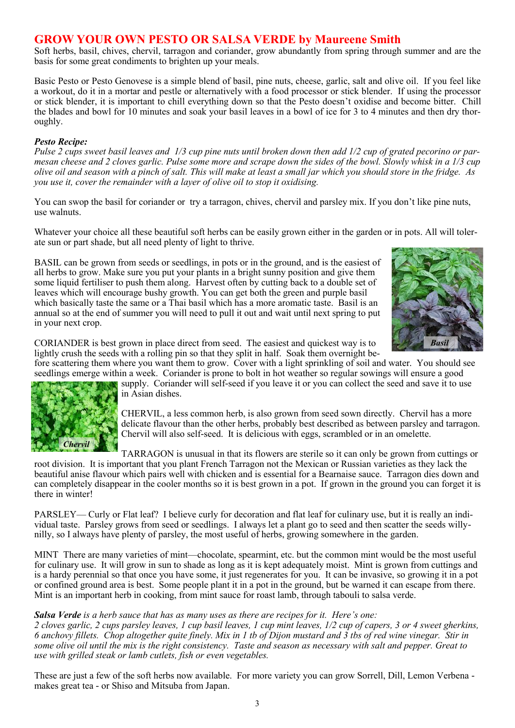# GROW YOUR OWN PESTO OR SALSA VERDE by Maureene Smith

Soft herbs, basil, chives, chervil, tarragon and coriander, grow abundantly from spring through summer and are the basis for some great condiments to brighten up your meals.

Basic Pesto or Pesto Genovese is a simple blend of basil, pine nuts, cheese, garlic, salt and olive oil. If you feel like a workout, do it in a mortar and pestle or alternatively with a food processor or stick blender. If using the processor or stick blender, it is important to chill everything down so that the Pesto doesn't oxidise and become bitter. Chill the blades and bowl for 10 minutes and soak your basil leaves in a bowl of ice for 3 to 4 minutes and then dry thoroughly.

***Pesto Recipe:***
*Pulse 2 cups sweet basil leaves and 1/3 cup pine nuts until broken down then add 1/2 cup of grated pecorino or parmesan cheese and 2 cloves garlic. Pulse some more and scrape down the sides of the bowl. Slowly whisk in a 1/3 cup olive oil and season with a pinch of salt. This will make at least a small jar which you should store in the fridge. As you use it, cover the remainder with a layer of olive oil to stop it oxidising.*

You can swop the basil for coriander or try a tarragon, chives, chervil and parsley mix. If you don't like pine nuts, use walnuts.

Whatever your choice all these beautiful soft herbs can be easily grown either in the garden or in pots. All will tolerate sun or part shade, but all need plenty of light to thrive.

BASIL can be grown from seeds or seedlings, in pots or in the ground, and is the easiest of all herbs to grow. Make sure you put your plants in a bright sunny position and give them some liquid fertiliser to push them along. Harvest often by cutting back to a double set of leaves which will encourage bushy growth. You can get both the green and purple basil which basically taste the same or a Thai basil which has a more aromatic taste. Basil is an annual so at the end of summer you will need to pull it out and wait until next spring to put in your next crop.

***Basil***

CORIANDER is best grown in place direct from seed. The easiest and quickest way is to lightly crush the seeds with a rolling pin so that they split in half. Soak them overnight before scattering them where you want them to grow. Cover with a light sprinkling of soil and water. You should see seedlings emerge within a week. Coriander is prone to bolt in hot weather so regular sowings will ensure a good supply. Coriander will self-seed if you leave it or you can collect the seed and save it to use in Asian dishes.

***Chervil***

CHERVIL, a less common herb, is also grown from seed sown directly. Chervil has a more delicate flavour than the other herbs, probably best described as between parsley and tarragon. Chervil will also self-seed. It is delicious with eggs, scrambled or in an omelette.

TARRAGON is unusual in that its flowers are sterile so it can only be grown from cuttings or root division. It is important that you plant French Tarragon not the Mexican or Russian varieties as they lack the beautiful anise flavour which pairs well with chicken and is essential for a Bearnaise sauce. Tarragon dies down and can completely disappear in the cooler months so it is best grown in a pot. If grown in the ground you can forget it is there in winter!

PARSLEY— Curly or Flat leaf? I believe curly for decoration and flat leaf for culinary use, but it is really an individual taste. Parsley grows from seed or seedlings. I always let a plant go to seed and then scatter the seeds willy-nilly, so I always have plenty of parsley, the most useful of herbs, growing somewhere in the garden.

MINT There are many varieties of mint—chocolate, spearmint, etc. but the common mint would be the most useful for culinary use. It will grow in sun to shade as long as it is kept adequately moist. Mint is grown from cuttings and is a hardy perennial so that once you have some, it just regenerates for you. It can be invasive, so growing it in a pot or confined ground area is best. Some people plant it in a pot in the ground, but be warned it can escape from there. Mint is an important herb in cooking, from mint sauce for roast lamb, through tabouli to salsa verde.

***Salsa Verde*** *is a herb sauce that has as many uses as there are recipes for it. Here's one:*
*2 cloves garlic, 2 cups parsley leaves, 1 cup basil leaves, 1 cup mint leaves, 1/2 cup of capers, 3 or 4 sweet gherkins, 6 anchovy fillets. Chop altogether quite finely. Mix in 1 tb of Dijon mustard and 3 tbs of red wine vinegar. Stir in some olive oil until the mix is the right consistency. Taste and season as necessary with salt and pepper. Great to use with grilled steak or lamb cutlets, fish or even vegetables.*

These are just a few of the soft herbs now available. For more variety you can grow Sorrell, Dill, Lemon Verbena - makes great tea - or Shiso and Mitsuba from Japan.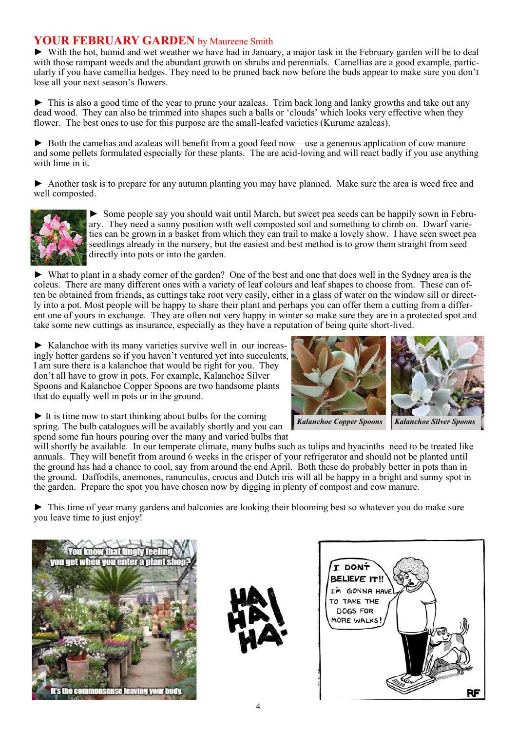## YOUR FEBRUARY GARDEN by Maureene Smith

► With the hot, humid and wet weather we have had in January, a major task in the February garden will be to deal with those rampant weeds and the abundant growth on shrubs and perennials. Camellias are a good example, particularly if you have camellia hedges. They need to be pruned back now before the buds appear to make sure you don't lose all your next season's flowers.

► This is also a good time of the year to prune your azaleas. Trim back long and lanky growths and take out any dead wood. They can also be trimmed into shapes such a balls or 'clouds' which looks very effective when they flower. The best ones to use for this purpose are the small-leafed varieties (Kurume azaleas).

► Both the camelias and azaleas will benefit from a good feed now—use a generous application of cow manure and some pellets formulated especially for these plants. The are acid-loving and will react badly if you use anything with lime in it.

► Another task is to prepare for any autumn planting you may have planned. Make sure the area is weed free and well composted.

► Some people say you should wait until March, but sweet pea seeds can be happily sown in February. They need a sunny position with well composted soil and something to climb on. Dwarf varieties can be grown in a basket from which they can trail to make a lovely show. I have seen sweet pea seedlings already in the nursery, but the easiest and best method is to grow them straight from seed directly into pots or into the garden.

► What to plant in a shady corner of the garden? One of the best and one that does well in the Sydney area is the coleus. There are many different ones with a variety of leaf colours and leaf shapes to choose from. These can often be obtained from friends, as cuttings take root very easily, either in a glass of water on the window sill or directly into a pot. Most people will be happy to share their plant and perhaps you can offer them a cutting from a different one of yours in exchange. They are often not very happy in winter so make sure they are in a protected spot and take some new cuttings as insurance, especially as they have a reputation of being quite short-lived.

► Kalanchoe with its many varieties survive well in our increasingly hotter gardens so if you haven't ventured yet into succulents, I am sure there is a kalanchoe that would be right for you. They don't all have to grow in pots. For example, Kalanchoe Silver Spoons and Kalanchoe Copper Spoons are two handsome plants that do equally well in pots or in the ground.

*Kalanchoe Copper Spoons*

*Kalanchoe Silver Spoons*

► It is time now to start thinking about bulbs for the coming spring. The bulb catalogues will be availably shortly and you can spend some fun hours pouring over the many and varied bulbs that will shortly be available. In our temperate climate, many bulbs such as tulips and hyacinths need to be treated like annuals. They will benefit from around 6 weeks in the crisper of your refrigerator and should not be planted until the ground has had a chance to cool, say from around the end April. Both these do probably better in pots than in the ground. Daffodils, anemones, ranunculus, crocus and Dutch iris will all be happy in a bright and sunny spot in the garden. Prepare the spot you have chosen now by digging in plenty of compost and cow manure.

► This time of year many gardens and balconies are looking their blooming best so whatever you do make sure you leave time to just enjoy!

You know that tingly feeling you get when you enter a plant shop?
It's the commonsense leaving your body.

HA HA HA!

I DON'T BELIEVE IT!! I'M GONNA HAVE TO TAKE THE DOGS FOR MORE WALKS!